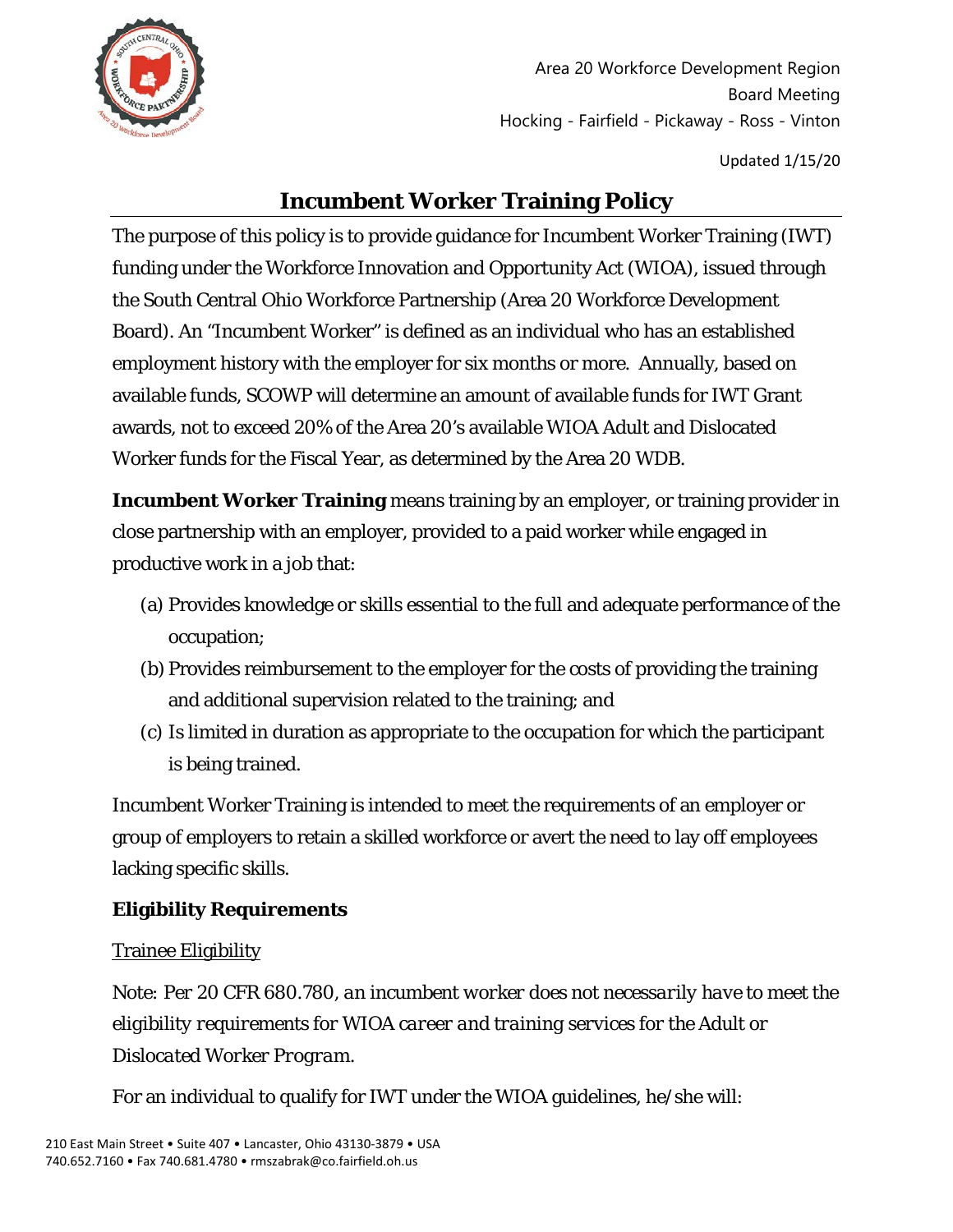Area 20 Workforce Development Region
Board Meeting
Hocking - Fairfield - Pickaway - Ross - Vinton

Updated 1/15/20

# Incumbent Worker Training Policy

The purpose of this policy is to provide guidance for Incumbent Worker Training (IWT) funding under the Workforce Innovation and Opportunity Act (WIOA), issued through the South Central Ohio Workforce Partnership (Area 20 Workforce Development Board). An "Incumbent Worker" is defined as an individual who has an established employment history with the employer for six months or more. Annually, based on available funds, SCOWP will determine an amount of available funds for IWT Grant awards, not to exceed 20% of the Area 20's available WIOA Adult and Dislocated Worker funds for the Fiscal Year, as determined by the Area 20 WDB.

**Incumbent Worker Training** means training by an employer, or training provider in close partnership with an employer, provided to a paid worker while engaged in productive work in a job that:

(a) Provides knowledge or skills essential to the full and adequate performance of the occupation;
(b) Provides reimbursement to the employer for the costs of providing the training and additional supervision related to the training; and
(c) Is limited in duration as appropriate to the occupation for which the participant is being trained.

Incumbent Worker Training is intended to meet the requirements of an employer or group of employers to retain a skilled workforce or avert the need to lay off employees lacking specific skills.

## Eligibility Requirements

### Trainee Eligibility

*Note: Per 20 CFR 680.780, an incumbent worker does not necessarily have to meet the eligibility requirements for WIOA career and training services for the Adult or Dislocated Worker Program.*

For an individual to qualify for IWT under the WIOA guidelines, he/she will:

210 East Main Street • Suite 407 • Lancaster, Ohio 43130-3879 • USA
740.652.7160 • Fax 740.681.4780 • rmszabrak@co.fairfield.oh.us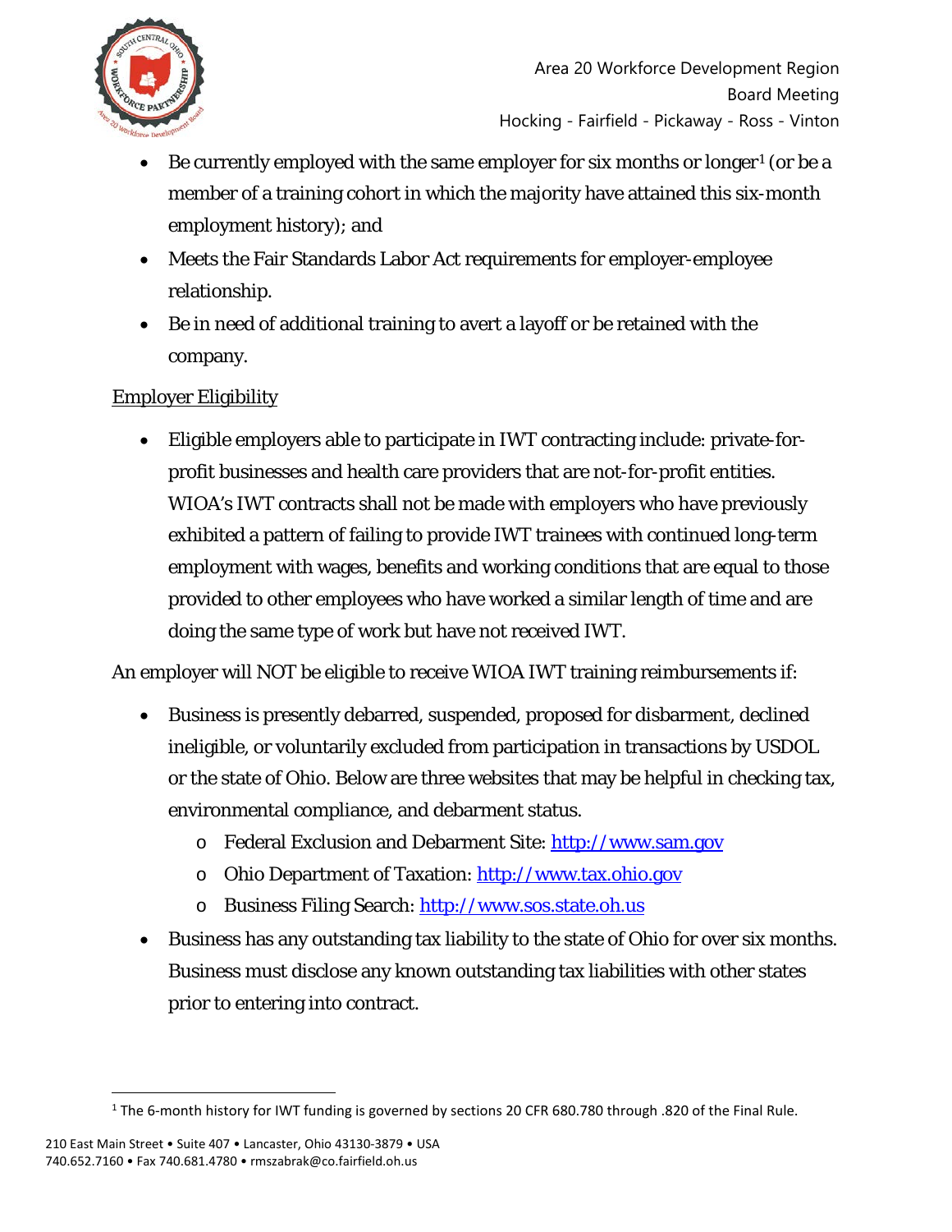- Be currently employed with the same employer for six months or longer[1] (or be a member of a training cohort in which the majority have attained this six-month employment history); and
- Meets the Fair Standards Labor Act requirements for employer-employee relationship.
- Be in need of additional training to avert a layoff or be retained with the company.

Employer Eligibility

- Eligible employers able to participate in IWT contracting include: private-for-profit businesses and health care providers that are not-for-profit entities. WIOA's IWT contracts shall not be made with employers who have previously exhibited a pattern of failing to provide IWT trainees with continued long-term employment with wages, benefits and working conditions that are equal to those provided to other employees who have worked a similar length of time and are doing the same type of work but have not received IWT.

An employer will NOT be eligible to receive WIOA IWT training reimbursements if:

- Business is presently debarred, suspended, proposed for disbarment, declined ineligible, or voluntarily excluded from participation in transactions by USDOL or the state of Ohio. Below are three websites that may be helpful in checking tax, environmental compliance, and debarment status.
  - Federal Exclusion and Debarment Site: http://www.sam.gov
  - Ohio Department of Taxation: http://www.tax.ohio.gov
  - Business Filing Search: http://www.sos.state.oh.us
- Business has any outstanding tax liability to the state of Ohio for over six months. Business must disclose any known outstanding tax liabilities with other states prior to entering into contract.

[1] The 6-month history for IWT funding is governed by sections 20 CFR 680.780 through .820 of the Final Rule.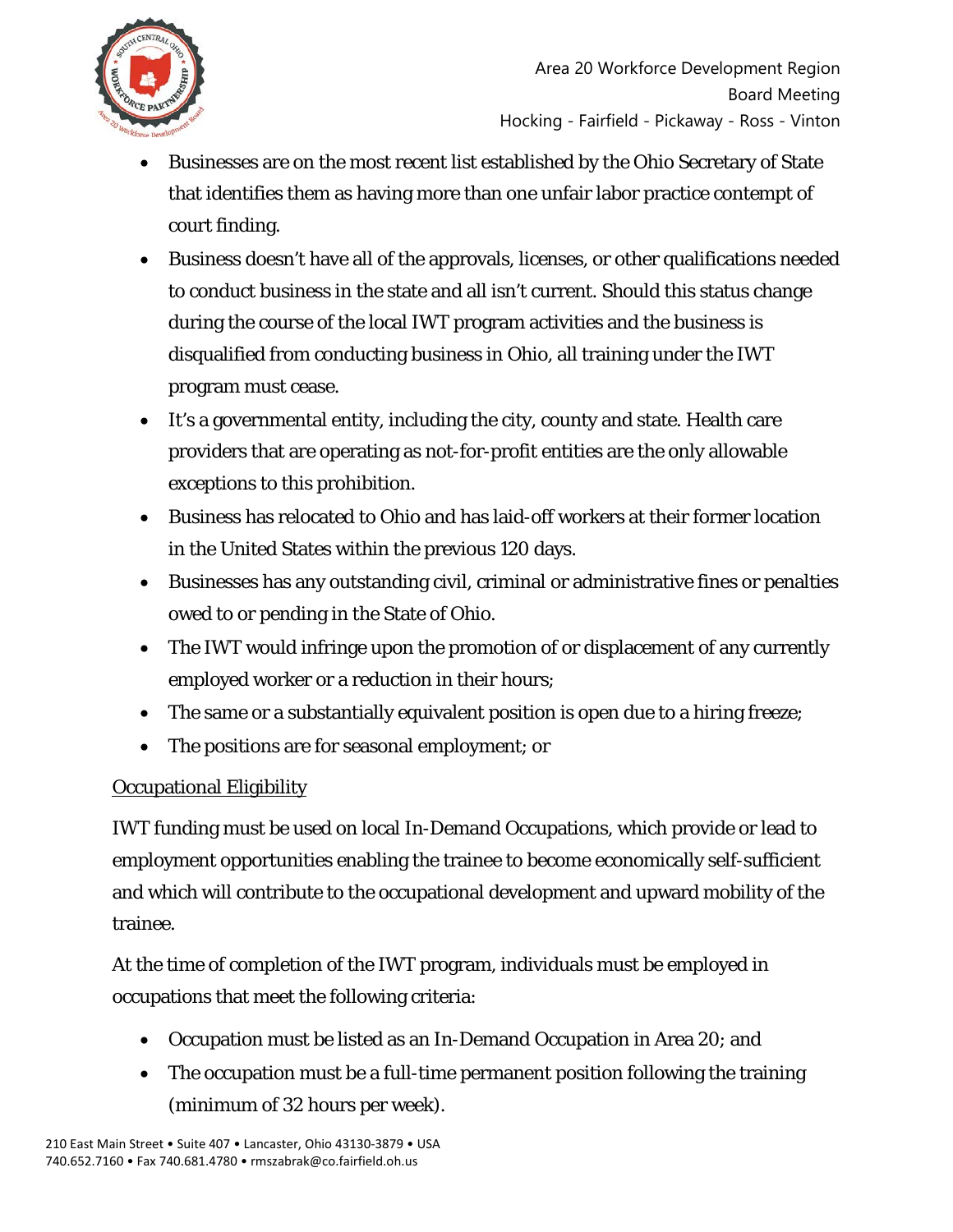- Businesses are on the most recent list established by the Ohio Secretary of State that identifies them as having more than one unfair labor practice contempt of court finding.
- Business doesn't have all of the approvals, licenses, or other qualifications needed to conduct business in the state and all isn't current. Should this status change during the course of the local IWT program activities and the business is disqualified from conducting business in Ohio, all training under the IWT program must cease.
- It's a governmental entity, including the city, county and state. Health care providers that are operating as not-for-profit entities are the only allowable exceptions to this prohibition.
- Business has relocated to Ohio and has laid-off workers at their former location in the United States within the previous 120 days.
- Businesses has any outstanding civil, criminal or administrative fines or penalties owed to or pending in the State of Ohio.
- The IWT would infringe upon the promotion of or displacement of any currently employed worker or a reduction in their hours;
- The same or a substantially equivalent position is open due to a hiring freeze;
- The positions are for seasonal employment; or

<u>Occupational Eligibility</u>

IWT funding must be used on local In-Demand Occupations, which provide or lead to employment opportunities enabling the trainee to become economically self-sufficient and which will contribute to the occupational development and upward mobility of the trainee.

At the time of completion of the IWT program, individuals must be employed in occupations that meet the following criteria:

- Occupation must be listed as an In-Demand Occupation in Area 20; and
- The occupation must be a full-time permanent position following the training (minimum of 32 hours per week).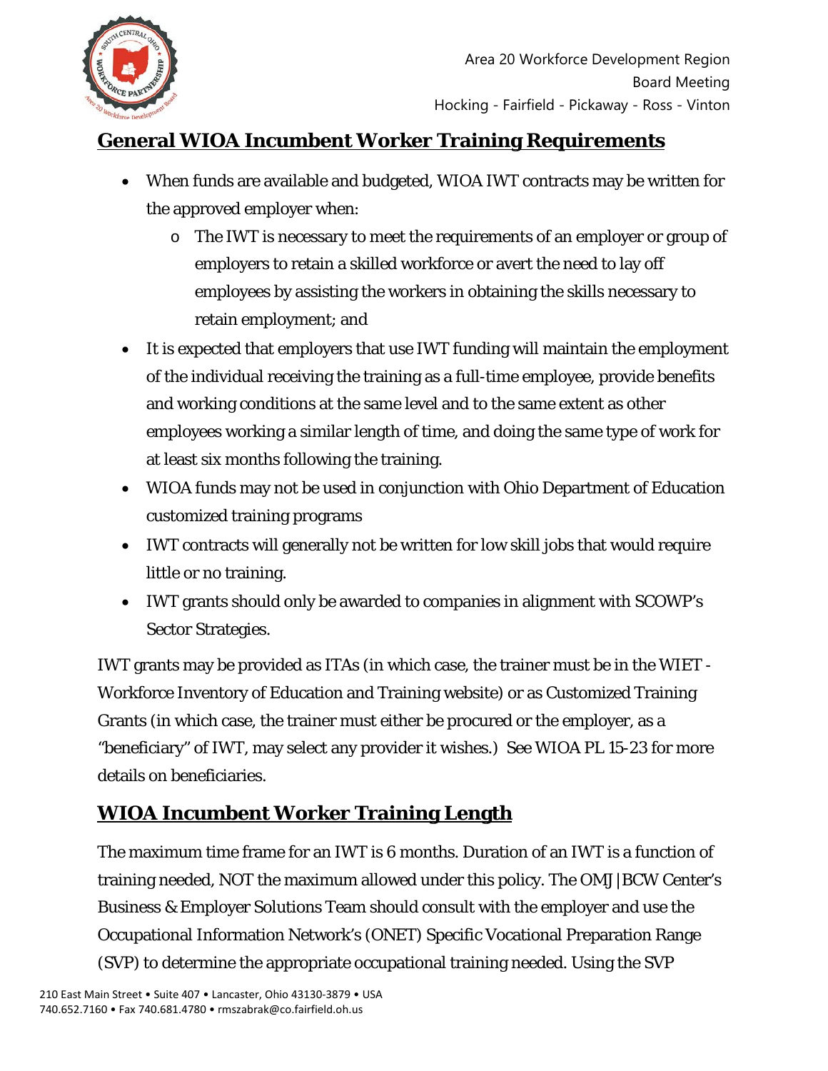## General WIOA Incumbent Worker Training Requirements

- When funds are available and budgeted, WIOA IWT contracts may be written for the approved employer when:
  - The IWT is necessary to meet the requirements of an employer or group of employers to retain a skilled workforce or avert the need to lay off employees by assisting the workers in obtaining the skills necessary to retain employment; and
- It is expected that employers that use IWT funding will maintain the employment of the individual receiving the training as a full-time employee, provide benefits and working conditions at the same level and to the same extent as other employees working a similar length of time, and doing the same type of work for at least six months following the training.
- WIOA funds may not be used in conjunction with Ohio Department of Education customized training programs
- IWT contracts will generally not be written for low skill jobs that would require little or no training.
- IWT grants should only be awarded to companies in alignment with SCOWP's Sector Strategies.

IWT grants may be provided as ITAs (in which case, the trainer must be in the WIET - Workforce Inventory of Education and Training website) or as Customized Training Grants (in which case, the trainer must either be procured or the employer, as a "beneficiary" of IWT, may select any provider it wishes.) See WIOA PL 15-23 for more details on beneficiaries.

## WIOA Incumbent Worker Training Length

The maximum time frame for an IWT is 6 months. Duration of an IWT is a function of training needed, NOT the maximum allowed under this policy. The OMJ|BCW Center's Business & Employer Solutions Team should consult with the employer and use the Occupational Information Network's (ONET) Specific Vocational Preparation Range (SVP) to determine the appropriate occupational training needed. Using the SVP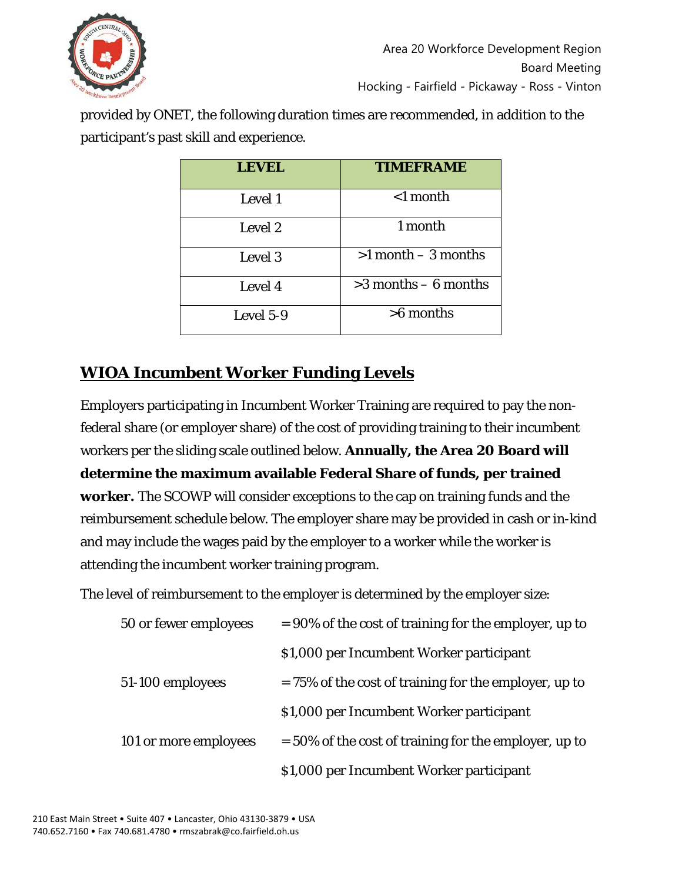provided by ONET, the following duration times are recommended, in addition to the participant's past skill and experience.

| LEVEL | TIMEFRAME |
|---|---|
| Level 1 | <1 month |
| Level 2 | 1 month |
| Level 3 | >1 month – 3 months |
| Level 4 | >3 months – 6 months |
| Level 5-9 | >6 months |

## WIOA Incumbent Worker Funding Levels

Employers participating in Incumbent Worker Training are required to pay the non-federal share (or employer share) of the cost of providing training to their incumbent workers per the sliding scale outlined below. **Annually, the Area 20 Board will determine the maximum available Federal Share of funds, per trained worker.** The SCOWP will consider exceptions to the cap on training funds and the reimbursement schedule below. The employer share may be provided in cash or in-kind and may include the wages paid by the employer to a worker while the worker is attending the incumbent worker training program.

The level of reimbursement to the employer is determined by the employer size:

50 or fewer employees = 90% of the cost of training for the employer, up to $1,000 per Incumbent Worker participant

51-100 employees = 75% of the cost of training for the employer, up to $1,000 per Incumbent Worker participant

101 or more employees = 50% of the cost of training for the employer, up to $1,000 per Incumbent Worker participant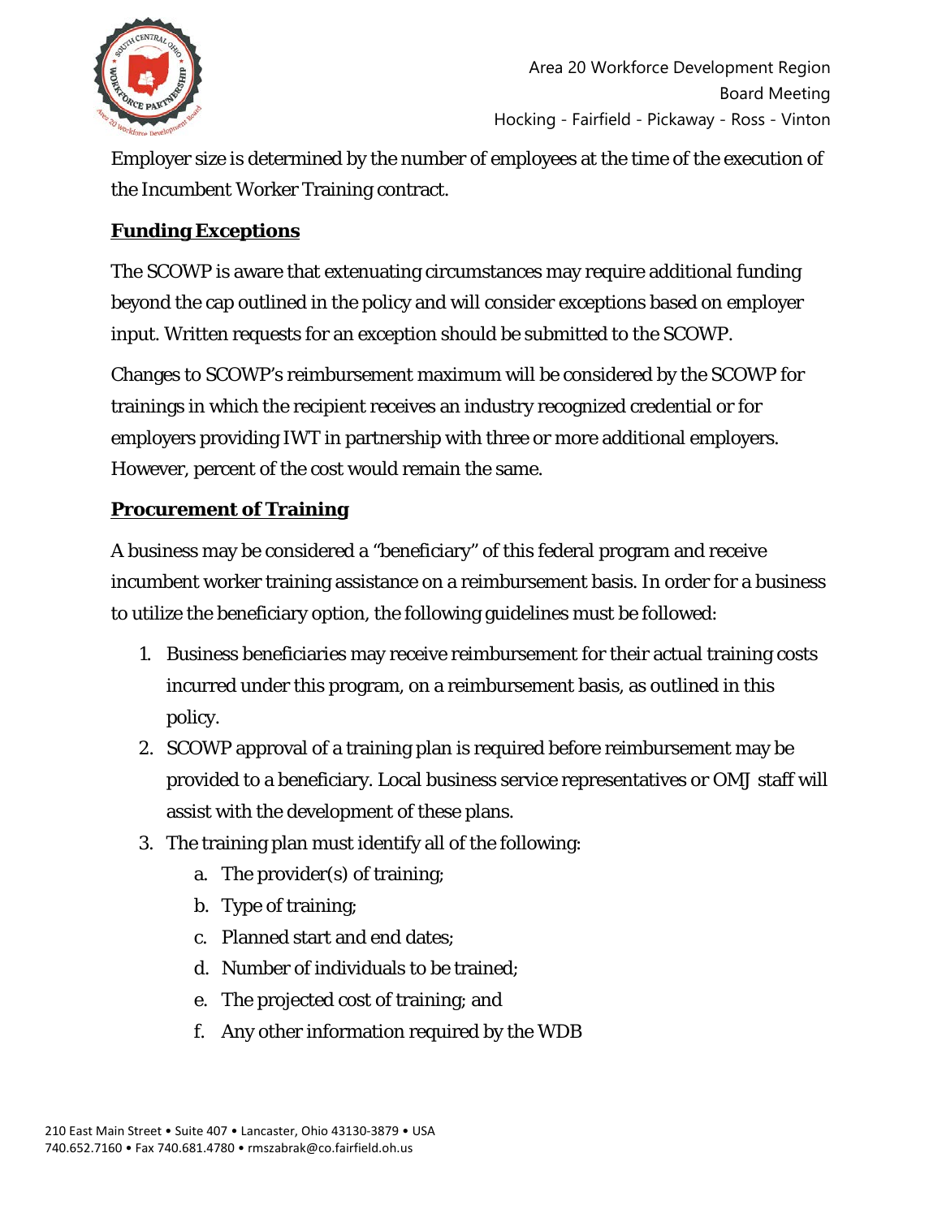Employer size is determined by the number of employees at the time of the execution of the Incumbent Worker Training contract.

**Funding Exceptions**

The SCOWP is aware that extenuating circumstances may require additional funding beyond the cap outlined in the policy and will consider exceptions based on employer input. Written requests for an exception should be submitted to the SCOWP.

Changes to SCOWP's reimbursement maximum will be considered by the SCOWP for trainings in which the recipient receives an industry recognized credential or for employers providing IWT in partnership with three or more additional employers. However, percent of the cost would remain the same.

**Procurement of Training**

A business may be considered a "beneficiary" of this federal program and receive incumbent worker training assistance on a reimbursement basis. In order for a business to utilize the beneficiary option, the following guidelines must be followed:

1. Business beneficiaries may receive reimbursement for their actual training costs incurred under this program, on a reimbursement basis, as outlined in this policy.
2. SCOWP approval of a training plan is required before reimbursement may be provided to a beneficiary. Local business service representatives or OMJ staff will assist with the development of these plans.
3. The training plan must identify all of the following:
   a. The provider(s) of training;
   b. Type of training;
   c. Planned start and end dates;
   d. Number of individuals to be trained;
   e. The projected cost of training; and
   f. Any other information required by the WDB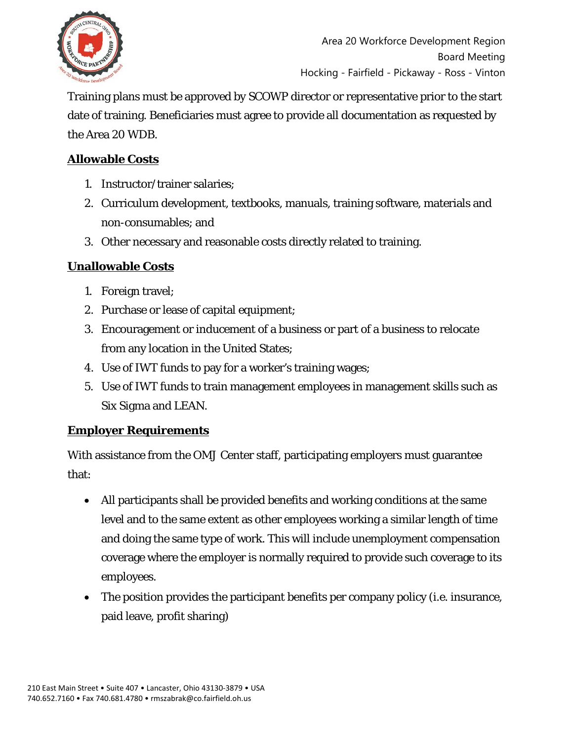Training plans must be approved by SCOWP director or representative prior to the start date of training. Beneficiaries must agree to provide all documentation as requested by the Area 20 WDB.

## Allowable Costs

1. Instructor/trainer salaries;
2. Curriculum development, textbooks, manuals, training software, materials and non-consumables; and
3. Other necessary and reasonable costs directly related to training.

## Unallowable Costs

1. Foreign travel;
2. Purchase or lease of capital equipment;
3. Encouragement or inducement of a business or part of a business to relocate from any location in the United States;
4. Use of IWT funds to pay for a worker's training wages;
5. Use of IWT funds to train management employees in management skills such as Six Sigma and LEAN.

## Employer Requirements

With assistance from the OMJ Center staff, participating employers must guarantee that:

- All participants shall be provided benefits and working conditions at the same level and to the same extent as other employees working a similar length of time and doing the same type of work. This will include unemployment compensation coverage where the employer is normally required to provide such coverage to its employees.
- The position provides the participant benefits per company policy (i.e. insurance, paid leave, profit sharing)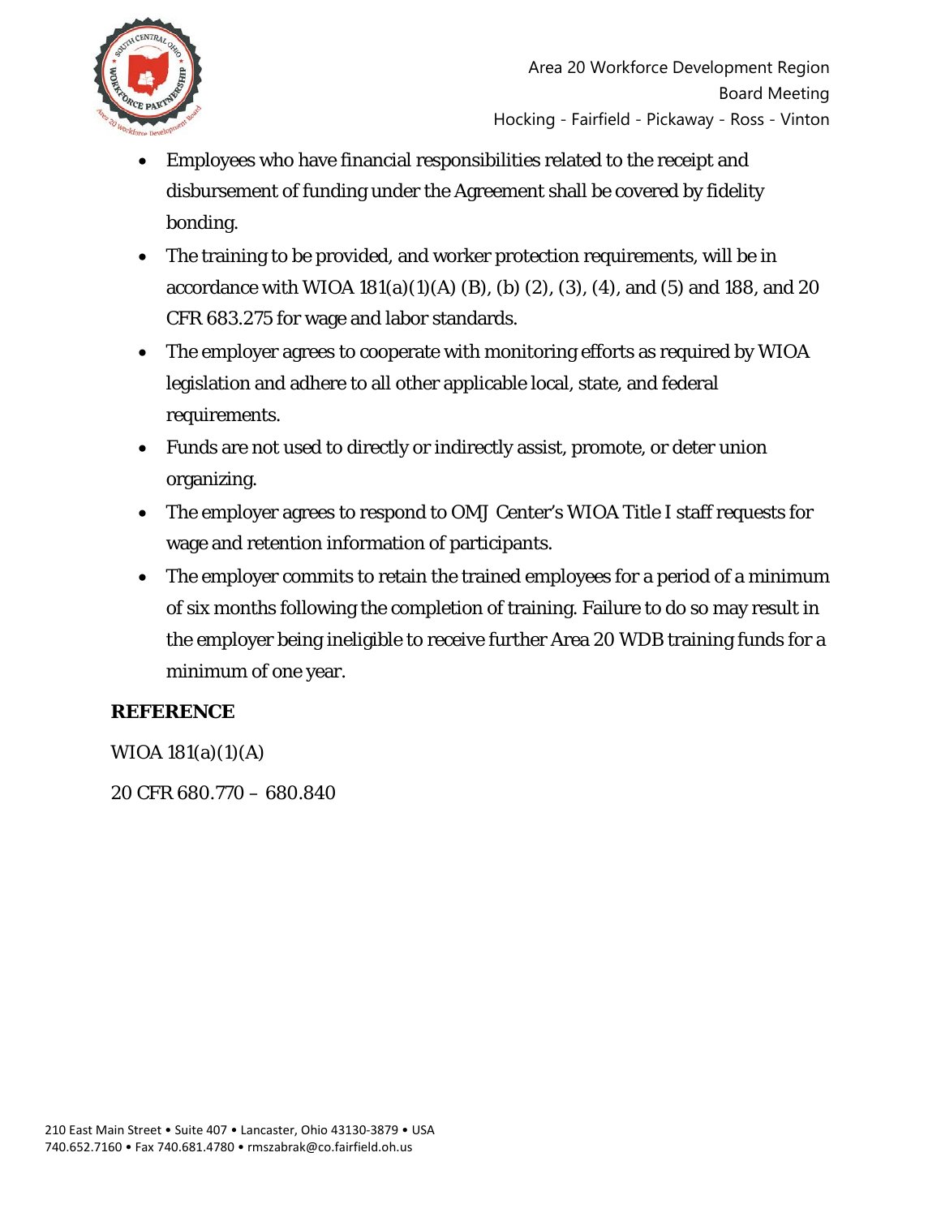- Employees who have financial responsibilities related to the receipt and disbursement of funding under the Agreement shall be covered by fidelity bonding.
- The training to be provided, and worker protection requirements, will be in accordance with WIOA 181(a)(1)(A) (B), (b) (2), (3), (4), and (5) and 188, and 20 CFR 683.275 for wage and labor standards.
- The employer agrees to cooperate with monitoring efforts as required by WIOA legislation and adhere to all other applicable local, state, and federal requirements.
- Funds are not used to directly or indirectly assist, promote, or deter union organizing.
- The employer agrees to respond to OMJ Center's WIOA Title I staff requests for wage and retention information of participants.
- The employer commits to retain the trained employees for a period of a minimum of six months following the completion of training. Failure to do so may result in the employer being ineligible to receive further Area 20 WDB training funds for a minimum of one year.

**REFERENCE**

WIOA 181(a)(1)(A)

20 CFR 680.770 – 680.840